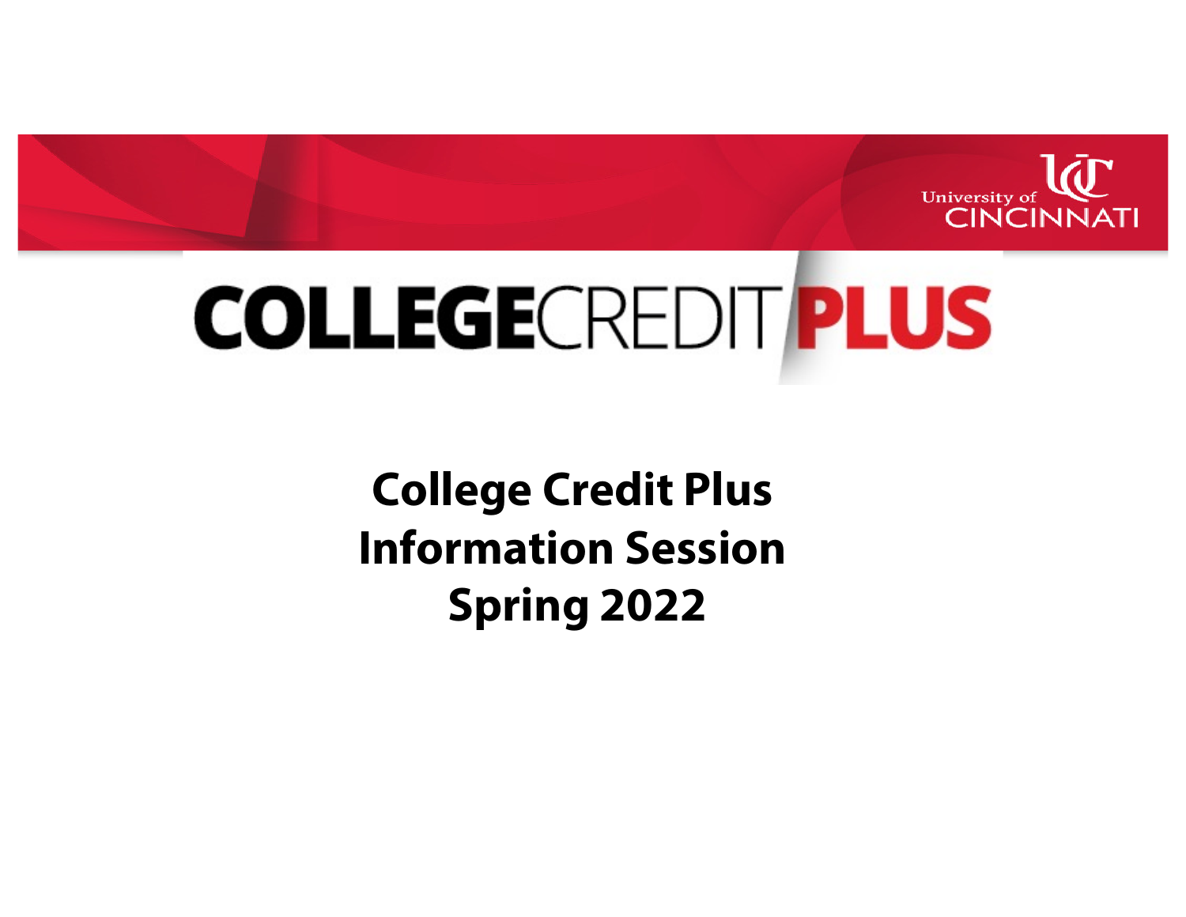University of CINCINNATI

# COLLEGE CREDIT PLUS

## College Credit Plus Information Session Spring 2022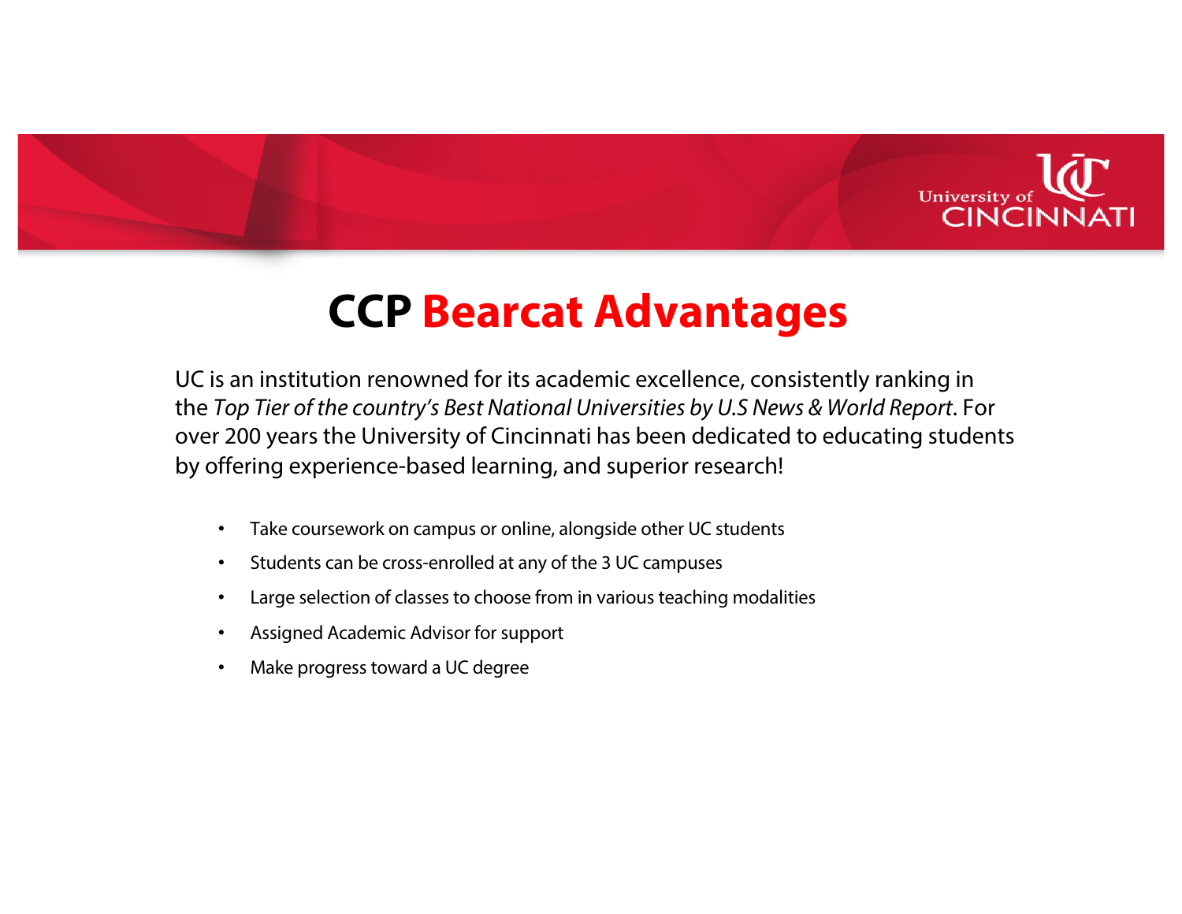# CCP Bearcat Advantages

UC is an institution renowned for its academic excellence, consistently ranking in the *Top Tier of the country's Best National Universities by U.S News & World Report*. For over 200 years the University of Cincinnati has been dedicated to educating students by offering experience-based learning, and superior research!

- Take coursework on campus or online, alongside other UC students
- Students can be cross-enrolled at any of the 3 UC campuses
- Large selection of classes to choose from in various teaching modalities
- Assigned Academic Advisor for support
- Make progress toward a UC degree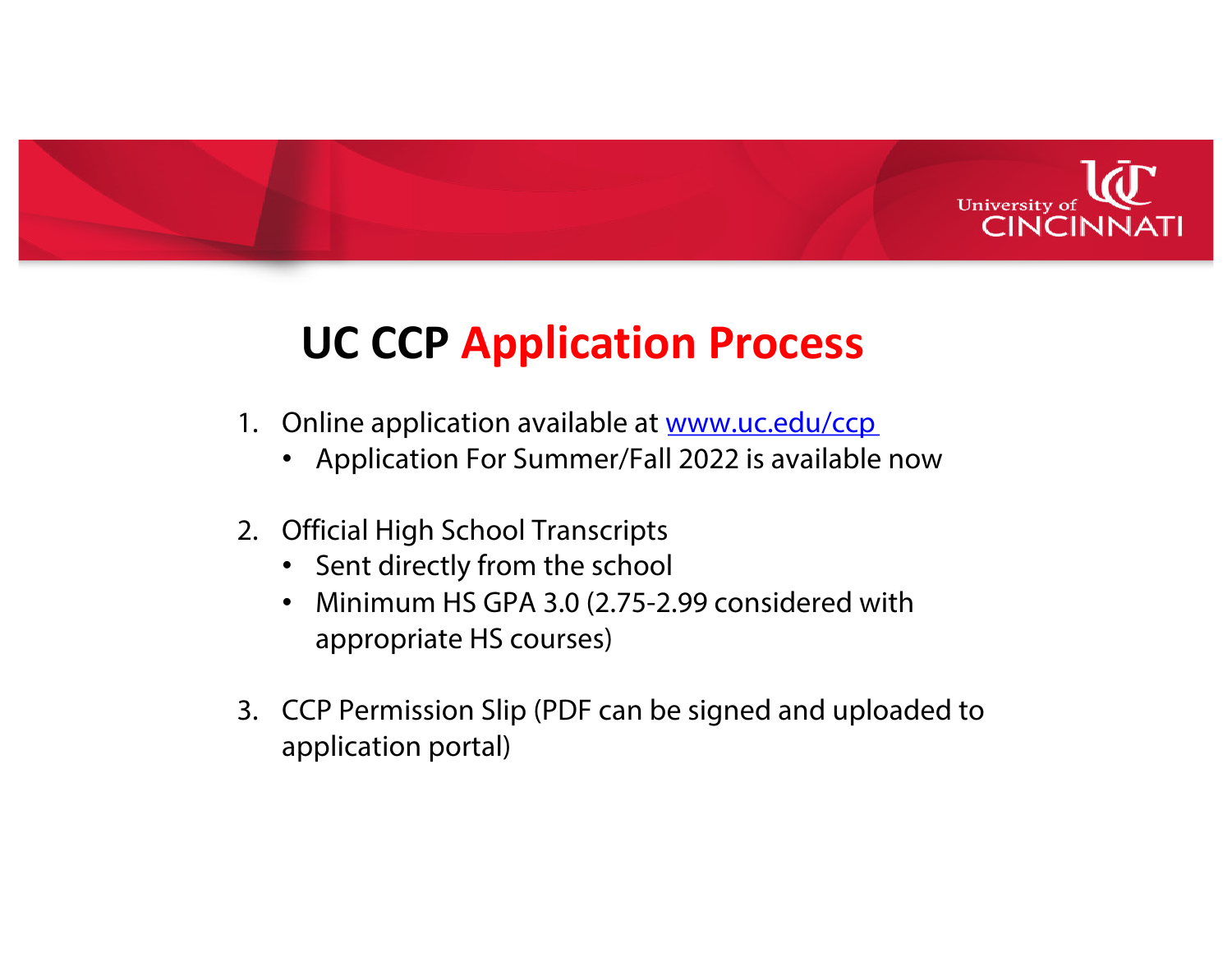# UC CCP Application Process

1. Online application available at www.uc.edu/ccp
   - Application For Summer/Fall 2022 is available now

2. Official High School Transcripts
   - Sent directly from the school
   - Minimum HS GPA 3.0 (2.75-2.99 considered with appropriate HS courses)

3. CCP Permission Slip (PDF can be signed and uploaded to application portal)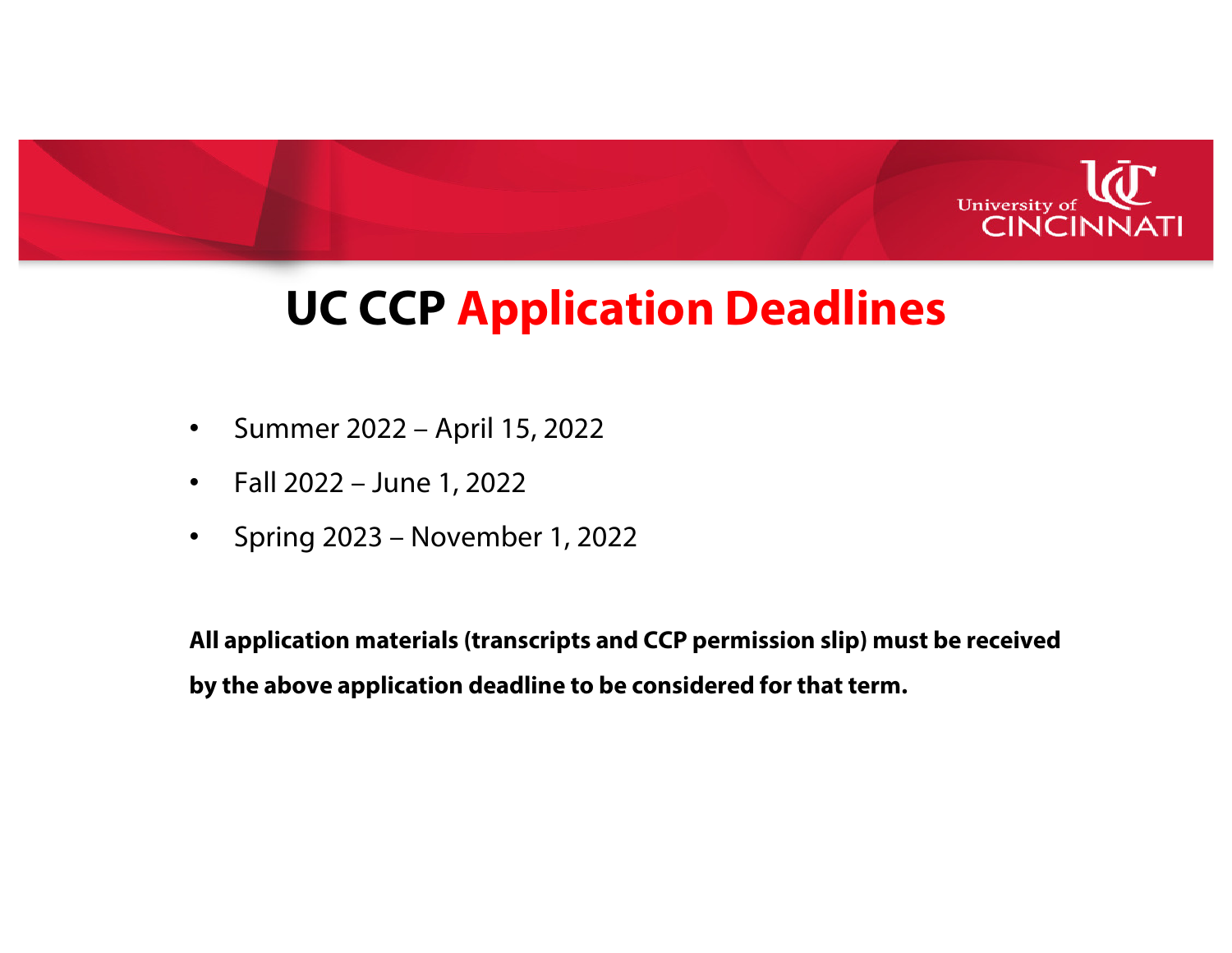# UC CCP Application Deadlines

- Summer 2022 – April 15, 2022
- Fall 2022 – June 1, 2022
- Spring 2023 – November 1, 2022

**All application materials (transcripts and CCP permission slip) must be received by the above application deadline to be considered for that term.**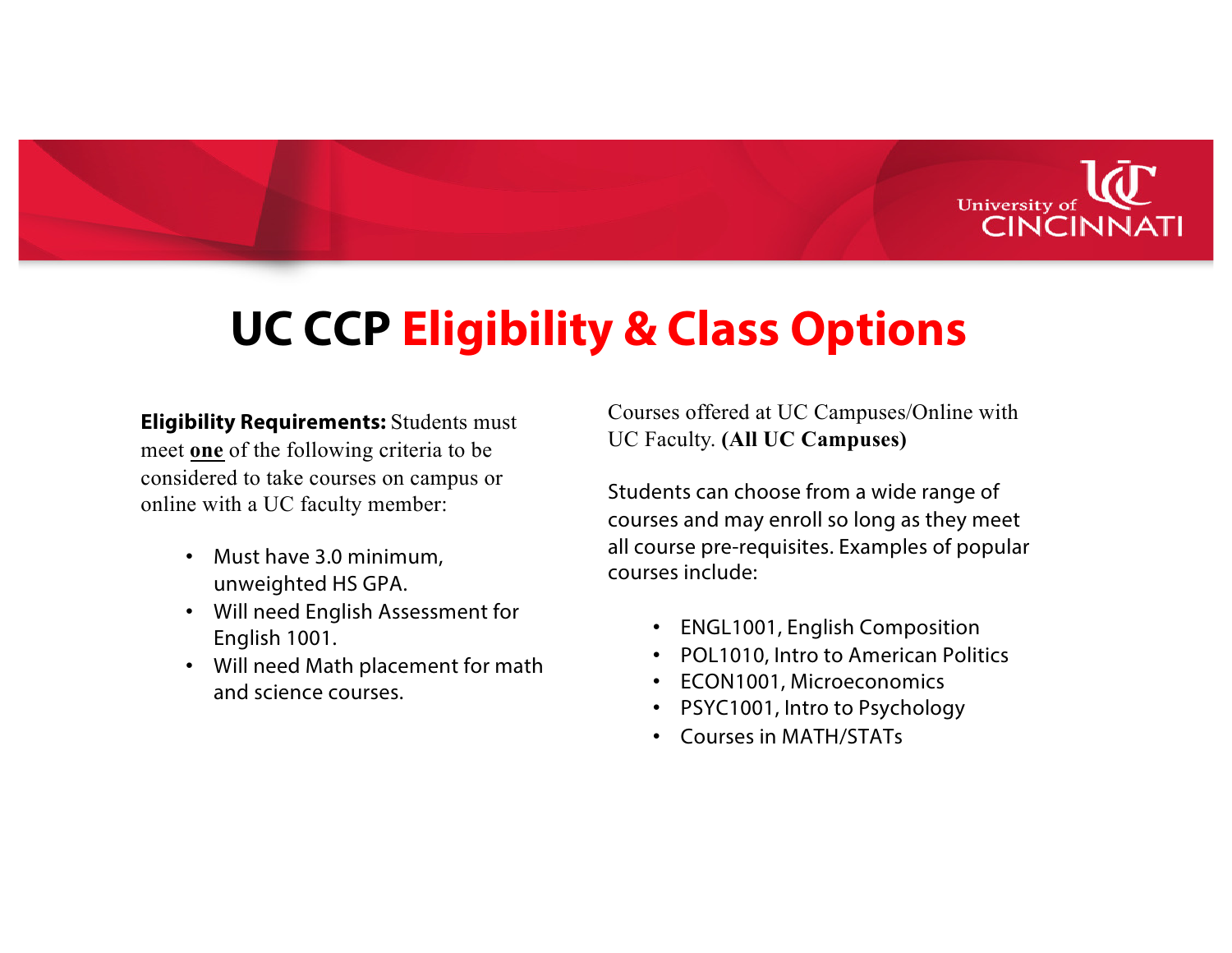# UC CCP Eligibility & Class Options

**Eligibility Requirements:** Students must meet **one** of the following criteria to be considered to take courses on campus or online with a UC faculty member:

- Must have 3.0 minimum, unweighted HS GPA.
- Will need English Assessment for English 1001.
- Will need Math placement for math and science courses.

Courses offered at UC Campuses/Online with UC Faculty. **(All UC Campuses)**

Students can choose from a wide range of courses and may enroll so long as they meet all course pre-requisites. Examples of popular courses include:

- ENGL1001, English Composition
- POL1010, Intro to American Politics
- ECON1001, Microeconomics
- PSYC1001, Intro to Psychology
- Courses in MATH/STATs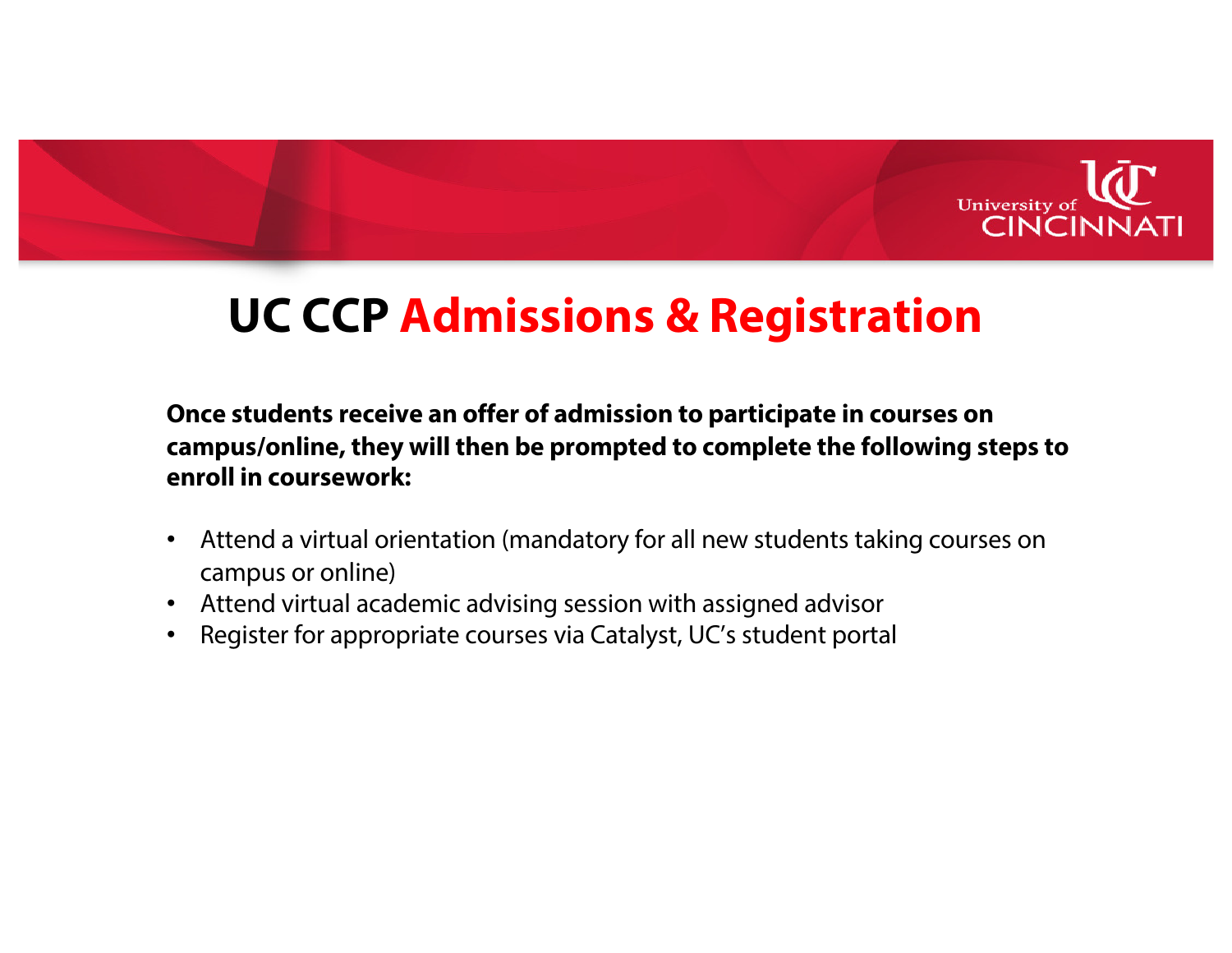# UC CCP Admissions & Registration

**Once students receive an offer of admission to participate in courses on campus/online, they will then be prompted to complete the following steps to enroll in coursework:**

- Attend a virtual orientation (mandatory for all new students taking courses on campus or online)
- Attend virtual academic advising session with assigned advisor
- Register for appropriate courses via Catalyst, UC's student portal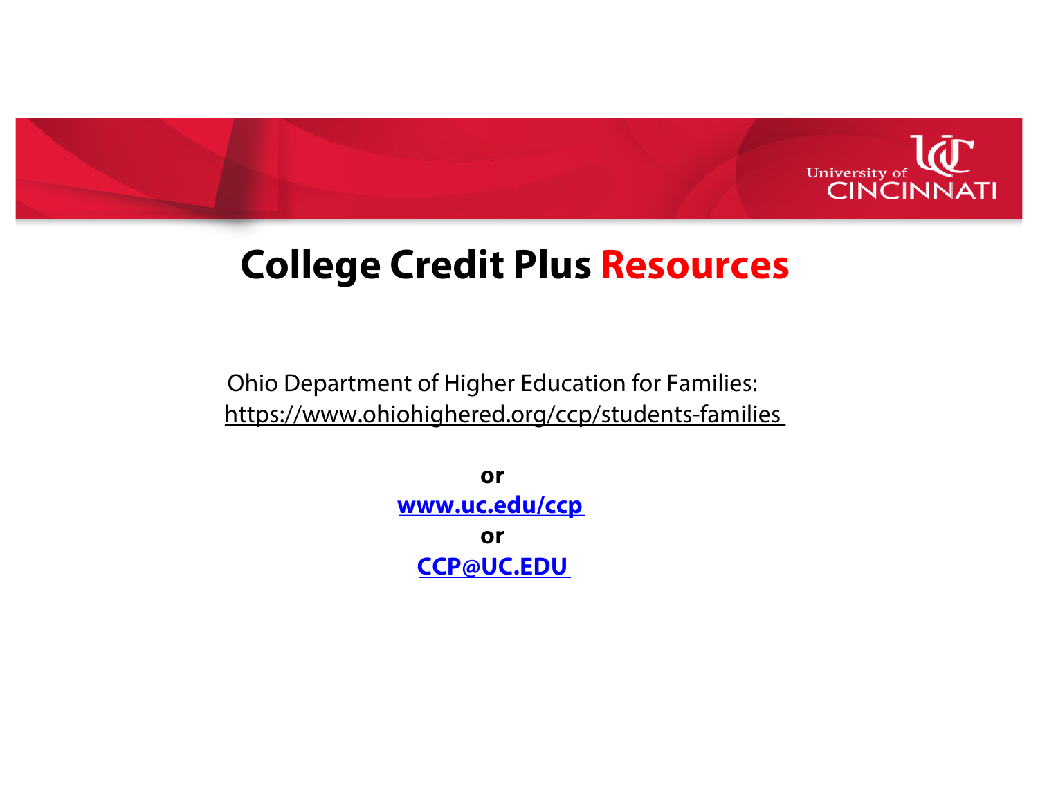# College Credit Plus Resources

Ohio Department of Higher Education for Families:
https://www.ohiohighered.org/ccp/students-families

**or**

**www.uc.edu/ccp**

**or**

**CCP@UC.EDU**